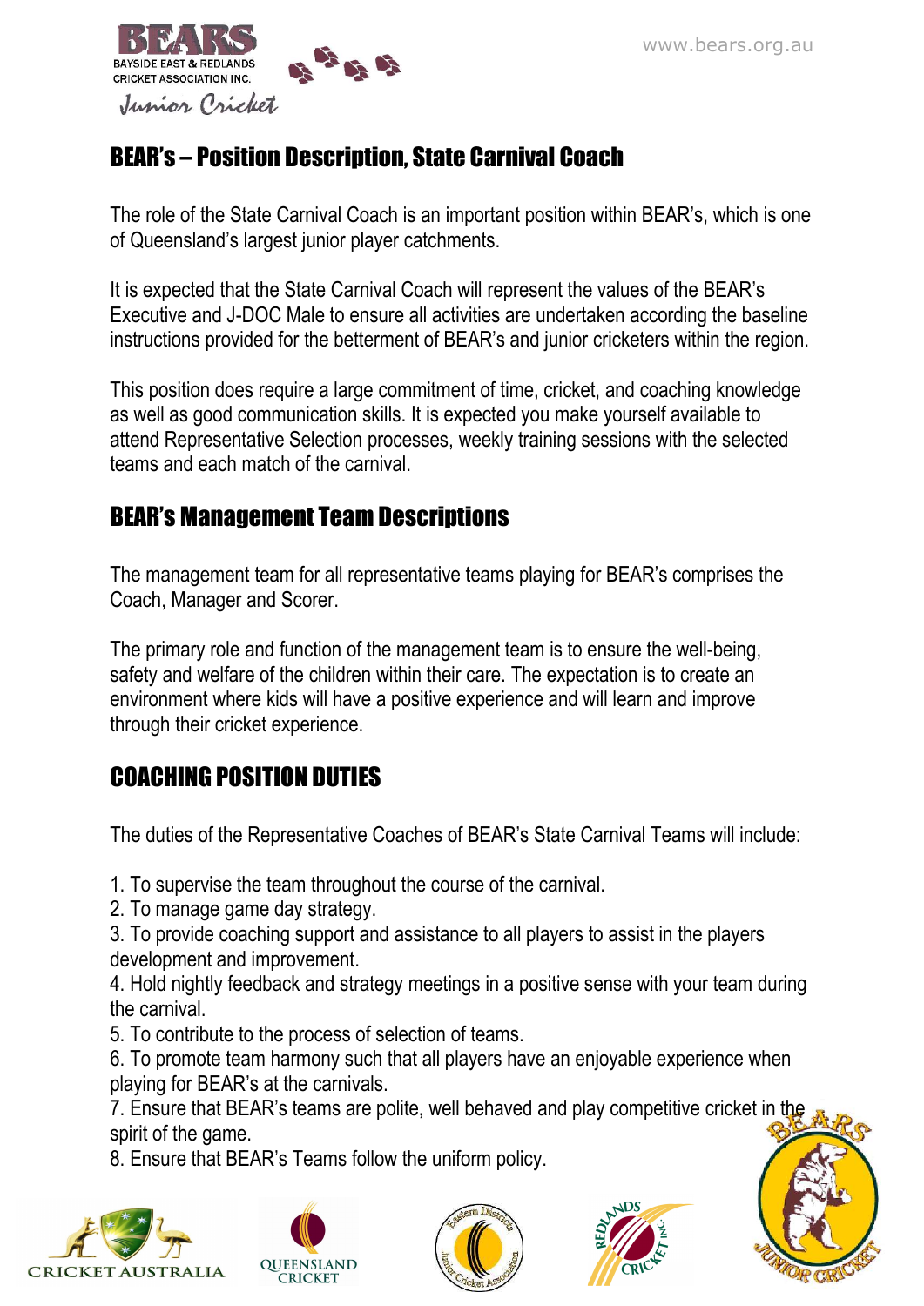# BEAR's – Position Description, State Carnival Coach

The role of the State Carnival Coach is an important position within BEAR's, which is one of Queensland's largest junior player catchments.

It is expected that the State Carnival Coach will represent the values of the BEAR's Executive and J-DOC Male to ensure all activities are undertaken according the baseline instructions provided for the betterment of BEAR's and junior cricketers within the region.

This position does require a large commitment of time, cricket, and coaching knowledge as well as good communication skills. It is expected you make yourself available to attend Representative Selection processes, weekly training sessions with the selected teams and each match of the carnival.

## BEAR's Management Team Descriptions

The management team for all representative teams playing for BEAR's comprises the Coach, Manager and Scorer.

The primary role and function of the management team is to ensure the well-being, safety and welfare of the children within their care. The expectation is to create an environment where kids will have a positive experience and will learn and improve through their cricket experience.

## COACHING POSITION DUTIES

The duties of the Representative Coaches of BEAR's State Carnival Teams will include:

1. To supervise the team throughout the course of the carnival.
2. To manage game day strategy.
3. To provide coaching support and assistance to all players to assist in the players development and improvement.
4. Hold nightly feedback and strategy meetings in a positive sense with your team during the carnival.
5. To contribute to the process of selection of teams.
6. To promote team harmony such that all players have an enjoyable experience when playing for BEAR's at the carnivals.
7. Ensure that BEAR's teams are polite, well behaved and play competitive cricket in the spirit of the game.
8. Ensure that BEAR's Teams follow the uniform policy.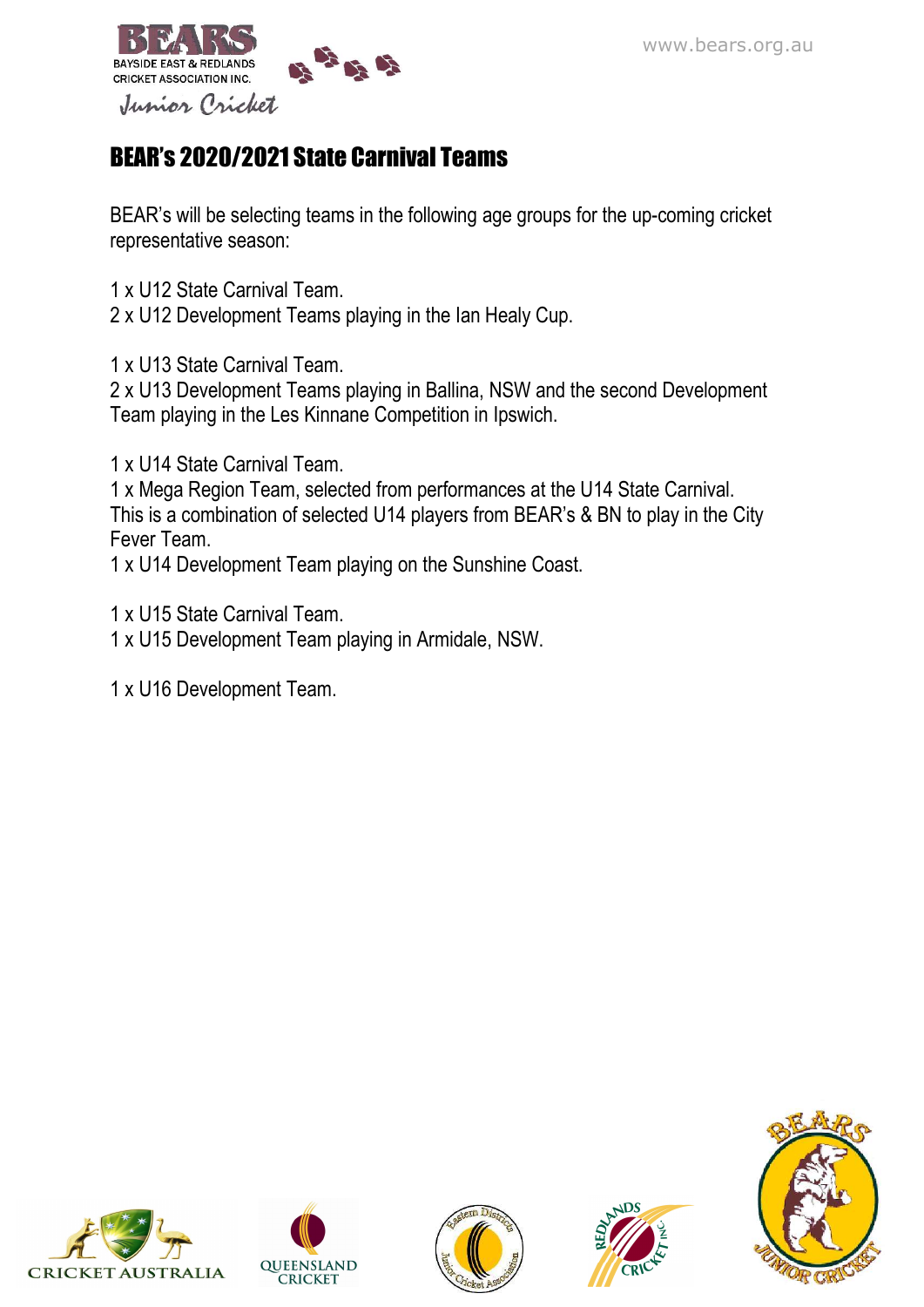# BEAR's 2020/2021 State Carnival Teams

BEAR's will be selecting teams in the following age groups for the up-coming cricket representative season:

1 x U12 State Carnival Team.
2 x U12 Development Teams playing in the Ian Healy Cup.

1 x U13 State Carnival Team.
2 x U13 Development Teams playing in Ballina, NSW and the second Development Team playing in the Les Kinnane Competition in Ipswich.

1 x U14 State Carnival Team.
1 x Mega Region Team, selected from performances at the U14 State Carnival. This is a combination of selected U14 players from BEAR's & BN to play in the City Fever Team.
1 x U14 Development Team playing on the Sunshine Coast.

1 x U15 State Carnival Team.
1 x U15 Development Team playing in Armidale, NSW.

1 x U16 Development Team.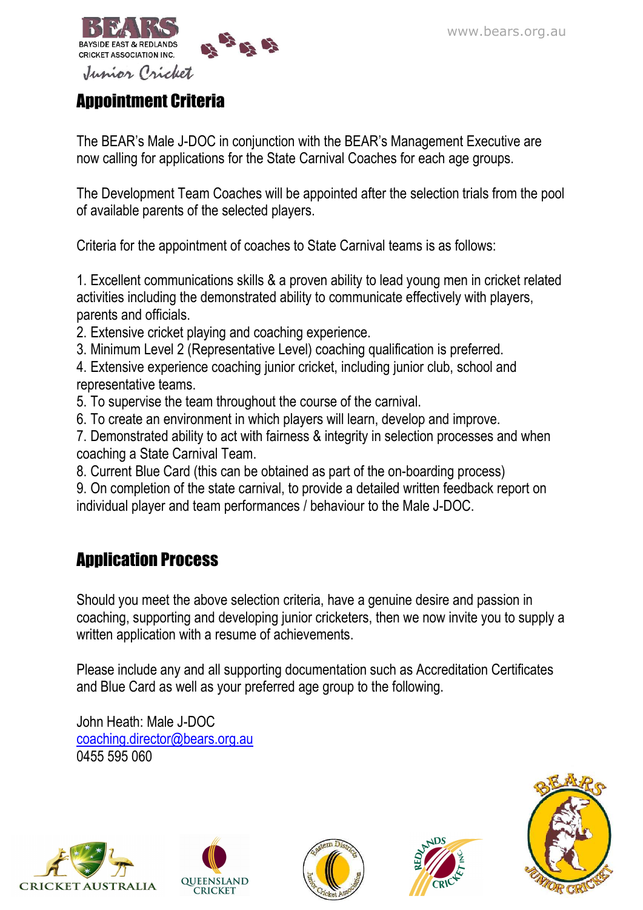## Appointment Criteria

The BEAR's Male J-DOC in conjunction with the BEAR's Management Executive are now calling for applications for the State Carnival Coaches for each age groups.

The Development Team Coaches will be appointed after the selection trials from the pool of available parents of the selected players.

Criteria for the appointment of coaches to State Carnival teams is as follows:

1. Excellent communications skills & a proven ability to lead young men in cricket related activities including the demonstrated ability to communicate effectively with players, parents and officials.
2. Extensive cricket playing and coaching experience.
3. Minimum Level 2 (Representative Level) coaching qualification is preferred.
4. Extensive experience coaching junior cricket, including junior club, school and representative teams.
5. To supervise the team throughout the course of the carnival.
6. To create an environment in which players will learn, develop and improve.
7. Demonstrated ability to act with fairness & integrity in selection processes and when coaching a State Carnival Team.
8. Current Blue Card (this can be obtained as part of the on-boarding process)
9. On completion of the state carnival, to provide a detailed written feedback report on individual player and team performances / behaviour to the Male J-DOC.

## Application Process

Should you meet the above selection criteria, have a genuine desire and passion in coaching, supporting and developing junior cricketers, then we now invite you to supply a written application with a resume of achievements.

Please include any and all supporting documentation such as Accreditation Certificates and Blue Card as well as your preferred age group to the following.

John Heath: Male J-DOC
coaching.director@bears.org.au
0455 595 060